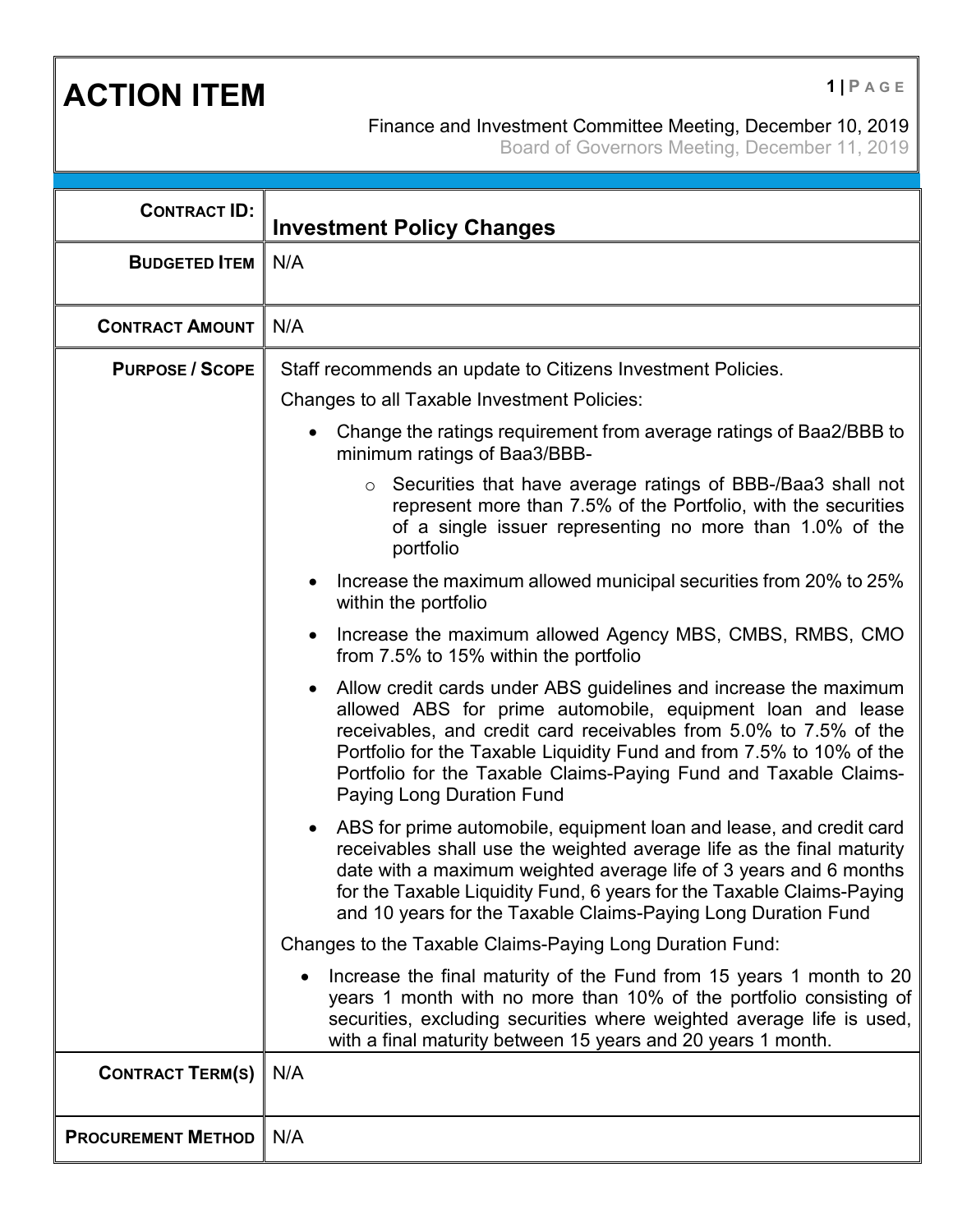# ACTION ITEM

Finance and Investment Committee Meeting, December 10, 2019
Board of Governors Meeting, December 11, 2019

| | |
|---|---|
| **CONTRACT ID:** | **Investment Policy Changes** |
| **BUDGETED ITEM** | N/A |
| **CONTRACT AMOUNT** | N/A |
| **PURPOSE / SCOPE** | Staff recommends an update to Citizens Investment Policies.<br><br>Changes to all Taxable Investment Policies:<br><br>• Change the ratings requirement from average ratings of Baa2/BBB to minimum ratings of Baa3/BBB-<br>&nbsp;&nbsp;&nbsp;&nbsp;○ Securities that have average ratings of BBB-/Baa3 shall not represent more than 7.5% of the Portfolio, with the securities of a single issuer representing no more than 1.0% of the portfolio<br>• Increase the maximum allowed municipal securities from 20% to 25% within the portfolio<br>• Increase the maximum allowed Agency MBS, CMBS, RMBS, CMO from 7.5% to 15% within the portfolio<br>• Allow credit cards under ABS guidelines and increase the maximum allowed ABS for prime automobile, equipment loan and lease receivables, and credit card receivables from 5.0% to 7.5% of the Portfolio for the Taxable Liquidity Fund and from 7.5% to 10% of the Portfolio for the Taxable Claims-Paying Fund and Taxable Claims-Paying Long Duration Fund<br>• ABS for prime automobile, equipment loan and lease, and credit card receivables shall use the weighted average life as the final maturity date with a maximum weighted average life of 3 years and 6 months for the Taxable Liquidity Fund, 6 years for the Taxable Claims-Paying and 10 years for the Taxable Claims-Paying Long Duration Fund<br><br>Changes to the Taxable Claims-Paying Long Duration Fund:<br><br>• Increase the final maturity of the Fund from 15 years 1 month to 20 years 1 month with no more than 10% of the portfolio consisting of securities, excluding securities where weighted average life is used, with a final maturity between 15 years and 20 years 1 month. |
| **CONTRACT TERM(S)** | N/A |
| **PROCUREMENT METHOD** | N/A |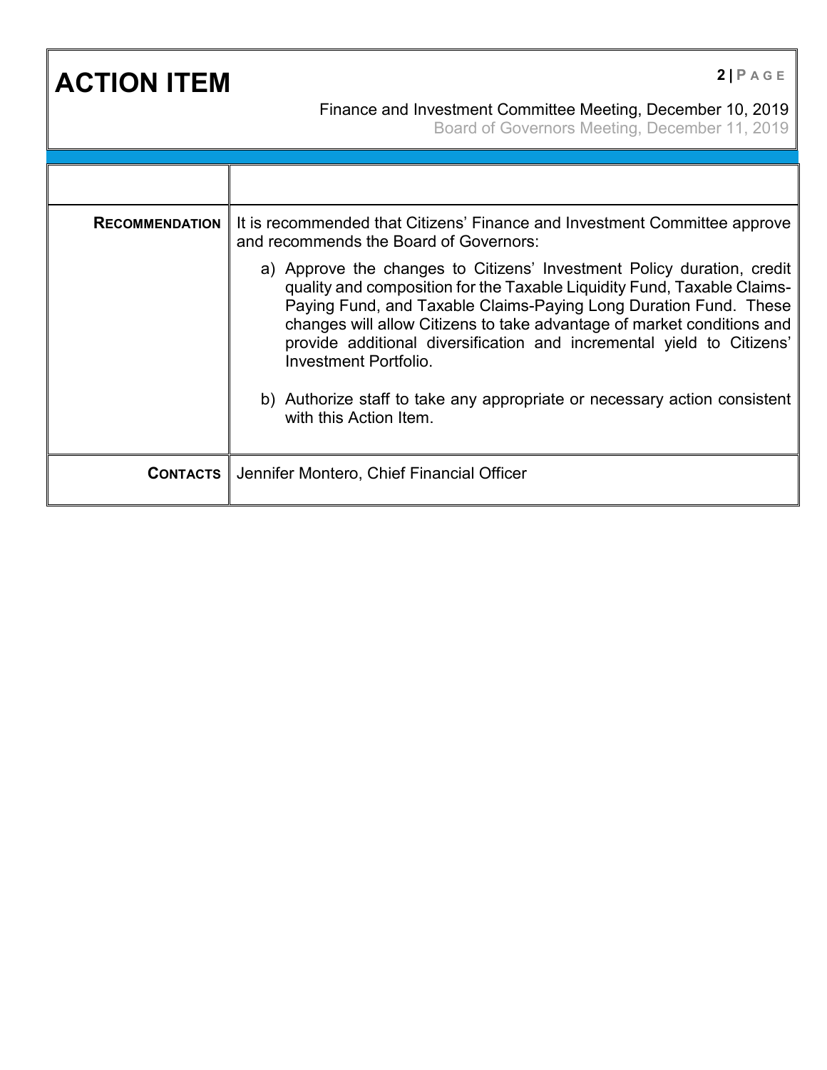# ACTION ITEM

Finance and Investment Committee Meeting, December 10, 2019

Board of Governors Meeting, December 11, 2019

| | |
|---|---|
| | |
| **RECOMMENDATION** | It is recommended that Citizens' Finance and Investment Committee approve and recommends the Board of Governors:<br><br>a) Approve the changes to Citizens' Investment Policy duration, credit quality and composition for the Taxable Liquidity Fund, Taxable Claims-Paying Fund, and Taxable Claims-Paying Long Duration Fund. These changes will allow Citizens to take advantage of market conditions and provide additional diversification and incremental yield to Citizens' Investment Portfolio.<br><br>b) Authorize staff to take any appropriate or necessary action consistent with this Action Item. |
| **CONTACTS** | Jennifer Montero, Chief Financial Officer |